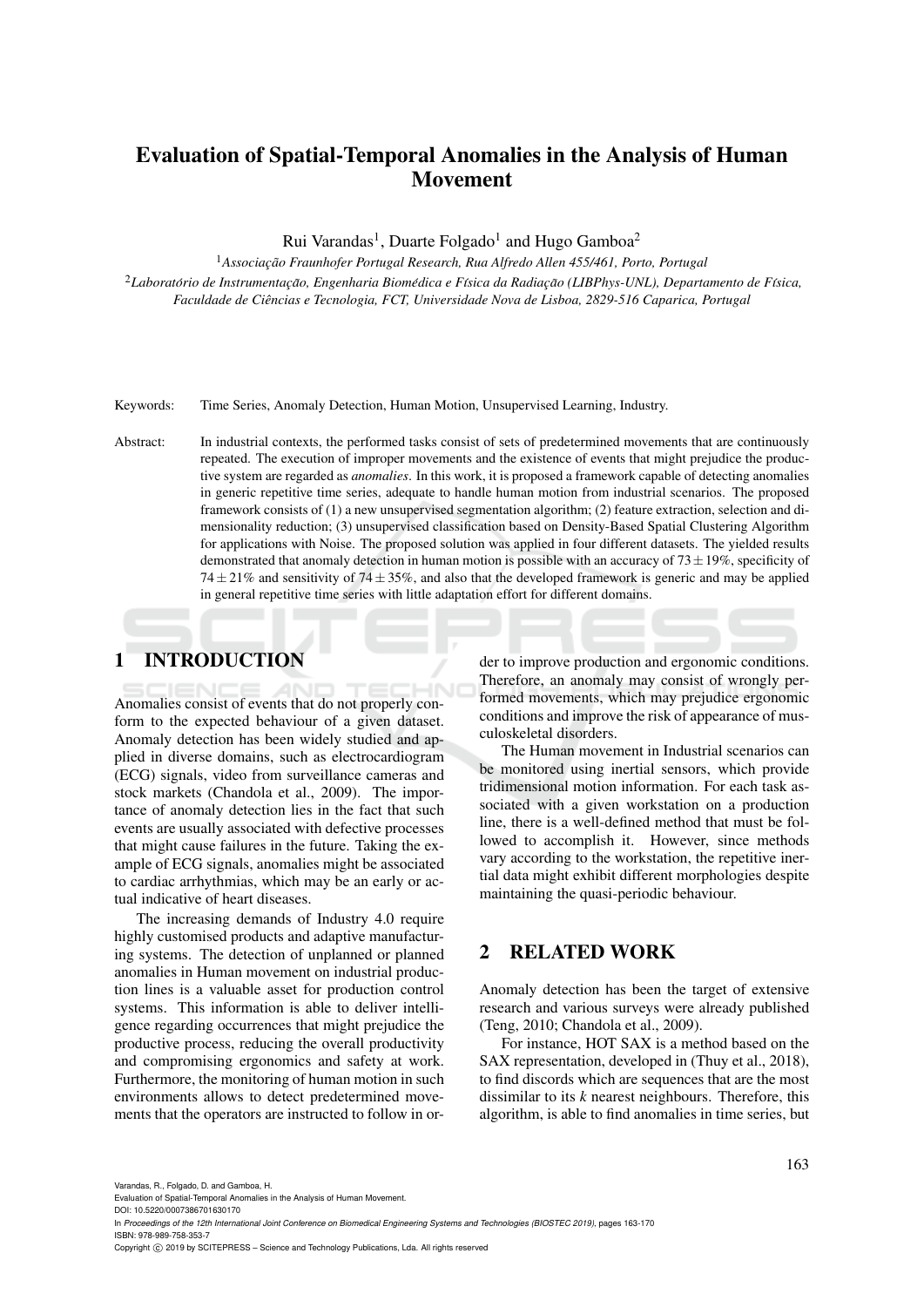# Evaluation of Spatial-Temporal Anomalies in the Analysis of Human Movement

Rui Varandas[1], Duarte Folgado[1] and Hugo Gamboa[2]

[1]*Associação Fraunhofer Portugal Research, Rua Alfredo Allen 455/461, Porto, Portugal*

[2]*Laboratório de Instrumentação, Engenharia Biomédica e Física da Radiação (LIBPhys-UNL), Departamento de Física, Faculdade de Ciências e Tecnologia, FCT, Universidade Nova de Lisboa, 2829-516 Caparica, Portugal*

Keywords: Time Series, Anomaly Detection, Human Motion, Unsupervised Learning, Industry.

Abstract: In industrial contexts, the performed tasks consist of sets of predetermined movements that are continuously repeated. The execution of improper movements and the existence of events that might prejudice the productive system are regarded as *anomalies*. In this work, it is proposed a framework capable of detecting anomalies in generic repetitive time series, adequate to handle human motion from industrial scenarios. The proposed framework consists of (1) a new unsupervised segmentation algorithm; (2) feature extraction, selection and dimensionality reduction; (3) unsupervised classification based on Density-Based Spatial Clustering Algorithm for applications with Noise. The proposed solution was applied in four different datasets. The yielded results demonstrated that anomaly detection in human motion is possible with an accuracy of $73 \pm 19\%$, specificity of $74 \pm 21\%$ and sensitivity of $74 \pm 35\%$, and also that the developed framework is generic and may be applied in general repetitive time series with little adaptation effort for different domains.

## 1 INTRODUCTION

Anomalies consist of events that do not properly conform to the expected behaviour of a given dataset. Anomaly detection has been widely studied and applied in diverse domains, such as electrocardiogram (ECG) signals, video from surveillance cameras and stock markets (Chandola et al., 2009). The importance of anomaly detection lies in the fact that such events are usually associated with defective processes that might cause failures in the future. Taking the example of ECG signals, anomalies might be associated to cardiac arrhythmias, which may be an early or actual indicative of heart diseases.

The increasing demands of Industry 4.0 require highly customised products and adaptive manufacturing systems. The detection of unplanned or planned anomalies in Human movement on industrial production lines is a valuable asset for production control systems. This information is able to deliver intelligence regarding occurrences that might prejudice the productive process, reducing the overall productivity and compromising ergonomics and safety at work. Furthermore, the monitoring of human motion in such environments allows to detect predetermined movements that the operators are instructed to follow in order to improve production and ergonomic conditions. Therefore, an anomaly may consist of wrongly performed movements, which may prejudice ergonomic conditions and improve the risk of appearance of musculoskeletal disorders.

The Human movement in Industrial scenarios can be monitored using inertial sensors, which provide tridimensional motion information. For each task associated with a given workstation on a production line, there is a well-defined method that must be followed to accomplish it. However, since methods vary according to the workstation, the repetitive inertial data might exhibit different morphologies despite maintaining the quasi-periodic behaviour.

## 2 RELATED WORK

Anomaly detection has been the target of extensive research and various surveys were already published (Teng, 2010; Chandola et al., 2009).

For instance, HOT SAX is a method based on the SAX representation, developed in (Thuy et al., 2018), to find discords which are sequences that are the most dissimilar to its *k* nearest neighbours. Therefore, this algorithm, is able to find anomalies in time series, but

Varandas, R., Folgado, D. and Gamboa, H.
Evaluation of Spatial-Temporal Anomalies in the Analysis of Human Movement.
DOI: 10.5220/0007386701630170
In *Proceedings of the 12th International Joint Conference on Biomedical Engineering Systems and Technologies (BIOSTEC 2019)*, pages 163-170
ISBN: 978-989-758-353-7
Copyright © 2019 by SCITEPRESS – Science and Technology Publications, Lda. All rights reserved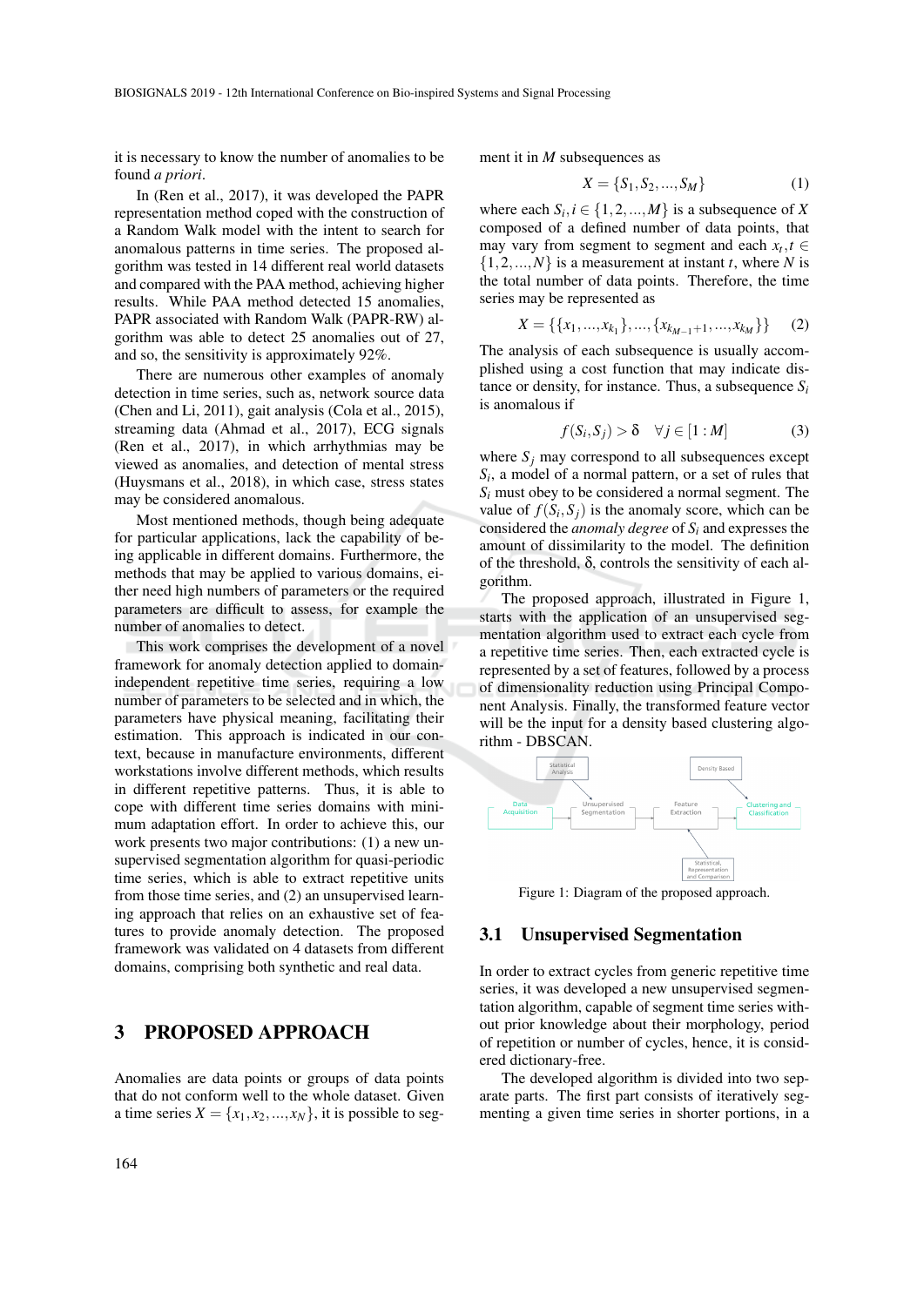it is necessary to know the number of anomalies to be found *a priori*.

In (Ren et al., 2017), it was developed the PAPR representation method coped with the construction of a Random Walk model with the intent to search for anomalous patterns in time series. The proposed algorithm was tested in 14 different real world datasets and compared with the PAA method, achieving higher results. While PAA method detected 15 anomalies, PAPR associated with Random Walk (PAPR-RW) algorithm was able to detect 25 anomalies out of 27, and so, the sensitivity is approximately 92%.

There are numerous other examples of anomaly detection in time series, such as, network source data (Chen and Li, 2011), gait analysis (Cola et al., 2015), streaming data (Ahmad et al., 2017), ECG signals (Ren et al., 2017), in which arrhythmias may be viewed as anomalies, and detection of mental stress (Huysmans et al., 2018), in which case, stress states may be considered anomalous.

Most mentioned methods, though being adequate for particular applications, lack the capability of being applicable in different domains. Furthermore, the methods that may be applied to various domains, either need high numbers of parameters or the required parameters are difficult to assess, for example the number of anomalies to detect.

This work comprises the development of a novel framework for anomaly detection applied to domain-independent repetitive time series, requiring a low number of parameters to be selected and in which, the parameters have physical meaning, facilitating their estimation. This approach is indicated in our context, because in manufacture environments, different workstations involve different methods, which results in different repetitive patterns. Thus, it is able to cope with different time series domains with minimum adaptation effort. In order to achieve this, our work presents two major contributions: (1) a new unsupervised segmentation algorithm for quasi-periodic time series, which is able to extract repetitive units from those time series, and (2) an unsupervised learning approach that relies on an exhaustive set of features to provide anomaly detection. The proposed framework was validated on 4 datasets from different domains, comprising both synthetic and real data.

## 3 PROPOSED APPROACH

Anomalies are data points or groups of data points that do not conform well to the whole dataset. Given a time series $X = \{x_1, x_2, ..., x_N\}$, it is possible to segment it in $M$ subsequences as

$$X = \{S_1, S_2, ..., S_M\} \tag{1}$$

where each $S_i, i \in \{1, 2, ..., M\}$ is a subsequence of $X$ composed of a defined number of data points, that may vary from segment to segment and each $x_t, t \in \{1, 2, ..., N\}$ is a measurement at instant $t$, where $N$ is the total number of data points. Therefore, the time series may be represented as

$$X = \{\{x_1, ..., x_{k_1}\}, ..., \{x_{k_{M-1}+1}, ..., x_{k_M}\}\} \tag{2}$$

The analysis of each subsequence is usually accomplished using a cost function that may indicate distance or density, for instance. Thus, a subsequence $S_i$ is anomalous if

$$f(S_i, S_j) > \delta \quad \forall j \in [1 : M] \tag{3}$$

where $S_j$ may correspond to all subsequences except $S_i$, a model of a normal pattern, or a set of rules that $S_i$ must obey to be considered a normal segment. The value of $f(S_i, S_j)$ is the anomaly score, which can be considered the *anomaly degree* of $S_i$ and expresses the amount of dissimilarity to the model. The definition of the threshold, $\delta$, controls the sensitivity of each algorithm.

The proposed approach, illustrated in Figure 1, starts with the application of an unsupervised segmentation algorithm used to extract each cycle from a repetitive time series. Then, each extracted cycle is represented by a set of features, followed by a process of dimensionality reduction using Principal Component Analysis. Finally, the transformed feature vector will be the input for a density based clustering algorithm - DBSCAN.

Figure 1: Diagram of the proposed approach.

### 3.1 Unsupervised Segmentation

In order to extract cycles from generic repetitive time series, it was developed a new unsupervised segmentation algorithm, capable of segment time series without prior knowledge about their morphology, period of repetition or number of cycles, hence, it is considered dictionary-free.

The developed algorithm is divided into two separate parts. The first part consists of iteratively segmenting a given time series in shorter portions, in a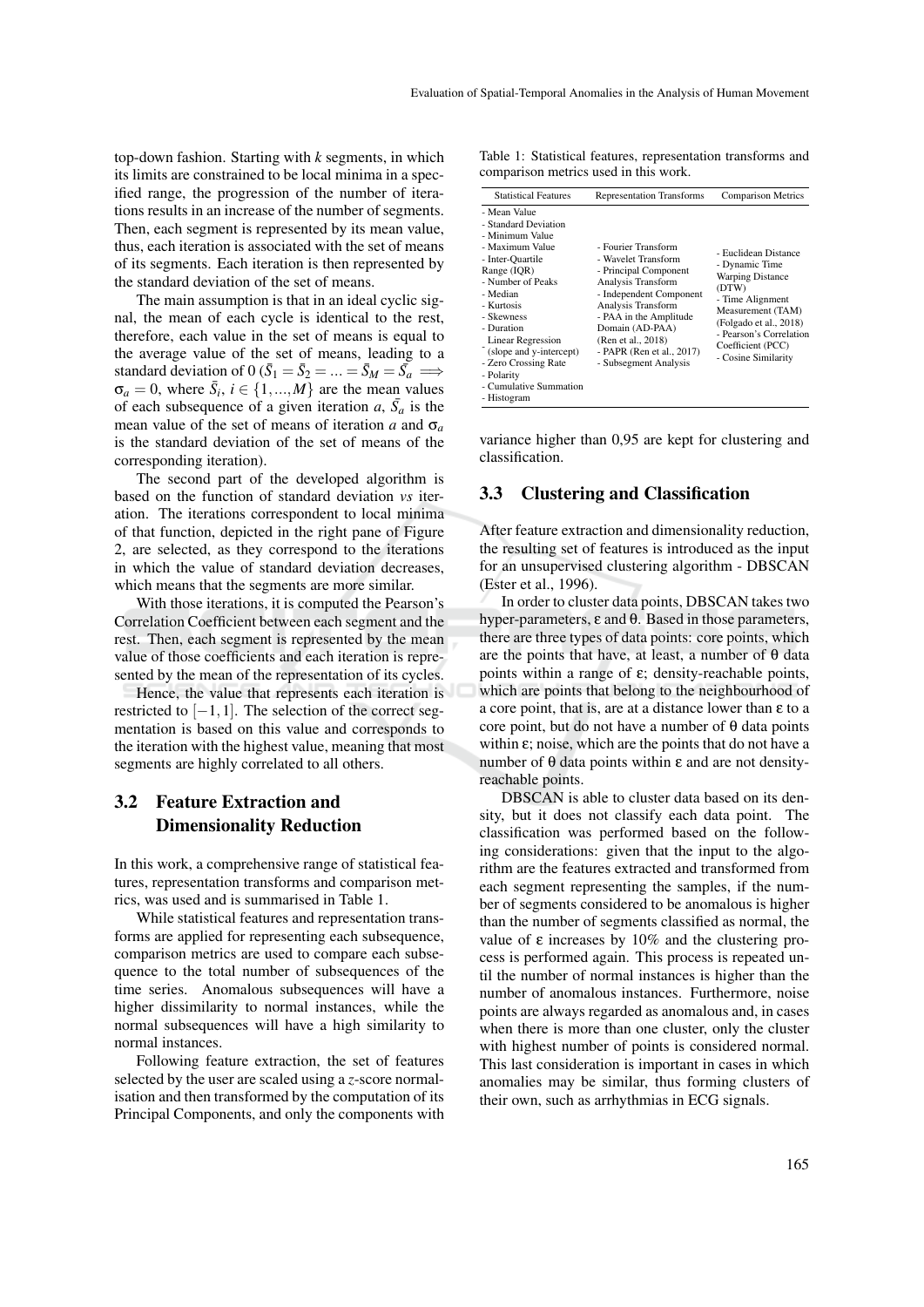top-down fashion. Starting with $k$ segments, in which its limits are constrained to be local minima in a specified range, the progression of the number of iterations results in an increase of the number of segments. Then, each segment is represented by its mean value, thus, each iteration is associated with the set of means of its segments. Each iteration is then represented by the standard deviation of the set of means.

The main assumption is that in an ideal cyclic signal, the mean of each cycle is identical to the rest, therefore, each value in the set of means is equal to the average value of the set of means, leading to a standard deviation of 0 ($\bar{S}_1 = \bar{S}_2 = ... = \bar{S}_M = \bar{S}_a \implies \sigma_a = 0$, where $\bar{S}_i$, $i \in \{1,...,M\}$ are the mean values of each subsequence of a given iteration $a$, $\bar{S}_a$ is the mean value of the set of means of iteration $a$ and $\sigma_a$ is the standard deviation of the set of means of the corresponding iteration).

The second part of the developed algorithm is based on the function of standard deviation *vs* iteration. The iterations correspondent to local minima of that function, depicted in the right pane of Figure 2, are selected, as they correspond to the iterations in which the value of standard deviation decreases, which means that the segments are more similar.

With those iterations, it is computed the Pearson's Correlation Coefficient between each segment and the rest. Then, each segment is represented by the mean value of those coefficients and each iteration is represented by the mean of the representation of its cycles.

Hence, the value that represents each iteration is restricted to $[-1,1]$. The selection of the correct segmentation is based on this value and corresponds to the iteration with the highest value, meaning that most segments are highly correlated to all others.

## 3.2 Feature Extraction and Dimensionality Reduction

In this work, a comprehensive range of statistical features, representation transforms and comparison metrics, was used and is summarised in Table 1.

While statistical features and representation transforms are applied for representing each subsequence, comparison metrics are used to compare each subsequence to the total number of subsequences of the time series. Anomalous subsequences will have a higher dissimilarity to normal instances, while the normal subsequences will have a high similarity to normal instances.

Following feature extraction, the set of features selected by the user are scaled using a $z$-score normalisation and then transformed by the computation of its Principal Components, and only the components with variance higher than 0,95 are kept for clustering and classification.

Table 1: Statistical features, representation transforms and comparison metrics used in this work.

| Statistical Features | Representation Transforms | Comparison Metrics |
|---|---|---|
| - Mean Value<br>- Standard Deviation<br>- Minimum Value<br>- Maximum Value<br>- Inter-Quartile Range (IQR)<br>- Number of Peaks<br>- Median<br>- Kurtosis<br>- Skewness<br>- Duration<br>- Linear Regression (slope and y-intercept)<br>- Zero Crossing Rate<br>- Polarity<br>- Cumulative Summation<br>- Histogram | - Fourier Transform<br>- Wavelet Transform<br>- Principal Component Analysis Transform<br>- Independent Component Analysis Transform<br>- PAA in the Amplitude Domain (AD-PAA) (Ren et al., 2018)<br>- PAPR (Ren et al., 2017)<br>- Subsegment Analysis | - Euclidean Distance<br>- Dynamic Time Warping Distance (DTW)<br>- Time Alignment Measurement (TAM) (Folgado et al., 2018)<br>- Pearson's Correlation Coefficient (PCC)<br>- Cosine Similarity |

## 3.3 Clustering and Classification

After feature extraction and dimensionality reduction, the resulting set of features is introduced as the input for an unsupervised clustering algorithm - DBSCAN (Ester et al., 1996).

In order to cluster data points, DBSCAN takes two hyper-parameters, $\varepsilon$ and $\theta$. Based in those parameters, there are three types of data points: core points, which are the points that have, at least, a number of $\theta$ data points within a range of $\varepsilon$; density-reachable points, which are points that belong to the neighbourhood of a core point, that is, are at a distance lower than $\varepsilon$ to a core point, but do not have a number of $\theta$ data points within $\varepsilon$; noise, which are the points that do not have a number of $\theta$ data points within $\varepsilon$ and are not density-reachable points.

DBSCAN is able to cluster data based on its density, but it does not classify each data point. The classification was performed based on the following considerations: given that the input to the algorithm are the features extracted and transformed from each segment representing the samples, if the number of segments considered to be anomalous is higher than the number of segments classified as normal, the value of $\varepsilon$ increases by 10% and the clustering process is performed again. This process is repeated until the number of normal instances is higher than the number of anomalous instances. Furthermore, noise points are always regarded as anomalous and, in cases when there is more than one cluster, only the cluster with highest number of points is considered normal. This last consideration is important in cases in which anomalies may be similar, thus forming clusters of their own, such as arrhythmias in ECG signals.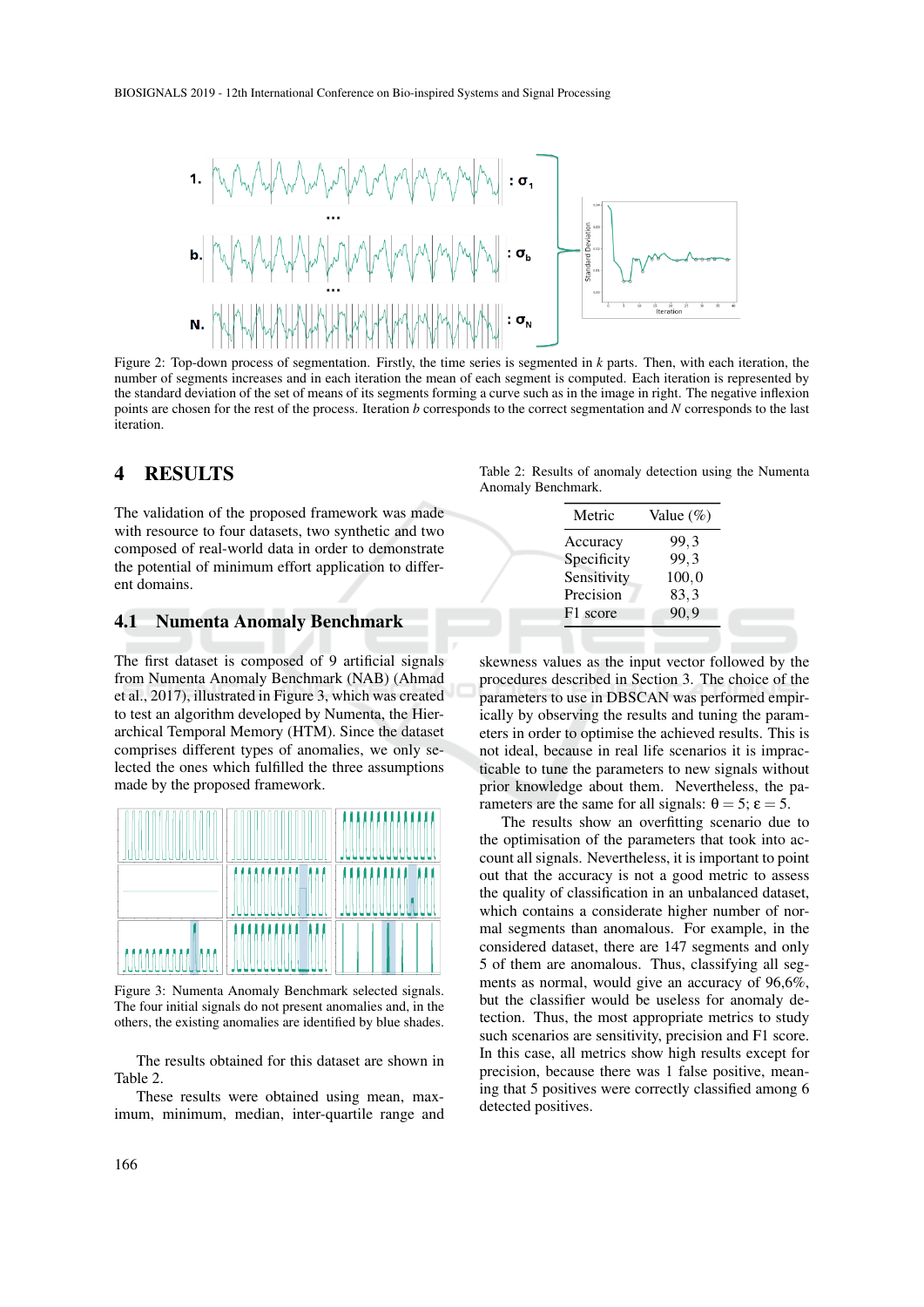Figure 2: Top-down process of segmentation. Firstly, the time series is segmented in $k$ parts. Then, with each iteration, the number of segments increases and in each iteration the mean of each segment is computed. Each iteration is represented by the standard deviation of the set of means of its segments forming a curve such as in the image in right. The negative inflexion points are chosen for the rest of the process. Iteration $b$ corresponds to the correct segmentation and $N$ corresponds to the last iteration.

# 4 RESULTS

The validation of the proposed framework was made with resource to four datasets, two synthetic and two composed of real-world data in order to demonstrate the potential of minimum effort application to different domains.

## 4.1 Numenta Anomaly Benchmark

The first dataset is composed of 9 artificial signals from Numenta Anomaly Benchmark (NAB) (Ahmad et al., 2017), illustrated in Figure 3, which was created to test an algorithm developed by Numenta, the Hierarchical Temporal Memory (HTM). Since the dataset comprises different types of anomalies, we only selected the ones which fulfilled the three assumptions made by the proposed framework.

Figure 3: Numenta Anomaly Benchmark selected signals. The four initial signals do not present anomalies and, in the others, the existing anomalies are identified by blue shades.

The results obtained for this dataset are shown in Table 2.

These results were obtained using mean, maximum, minimum, median, inter-quartile range and skewness values as the input vector followed by the procedures described in Section 3. The choice of the parameters to use in DBSCAN was performed empirically by observing the results and tuning the parameters in order to optimise the achieved results. This is not ideal, because in real life scenarios it is impracticable to tune the parameters to new signals without prior knowledge about them. Nevertheless, the parameters are the same for all signals: $\theta = 5$; $\varepsilon = 5$.

Table 2: Results of anomaly detection using the Numenta Anomaly Benchmark.

| Metric | Value (%) |
|---|---|
| Accuracy | 99,3 |
| Specificity | 99,3 |
| Sensitivity | 100,0 |
| Precision | 83,3 |
| F1 score | 90,9 |

The results show an overfitting scenario due to the optimisation of the parameters that took into account all signals. Nevertheless, it is important to point out that the accuracy is not a good metric to assess the quality of classification in an unbalanced dataset, which contains a considerate higher number of normal segments than anomalous. For example, in the considered dataset, there are 147 segments and only 5 of them are anomalous. Thus, classifying all segments as normal, would give an accuracy of 96,6%, but the classifier would be useless for anomaly detection. Thus, the most appropriate metrics to study such scenarios are sensitivity, precision and F1 score. In this case, all metrics show high results except for precision, because there was 1 false positive, meaning that 5 positives were correctly classified among 6 detected positives.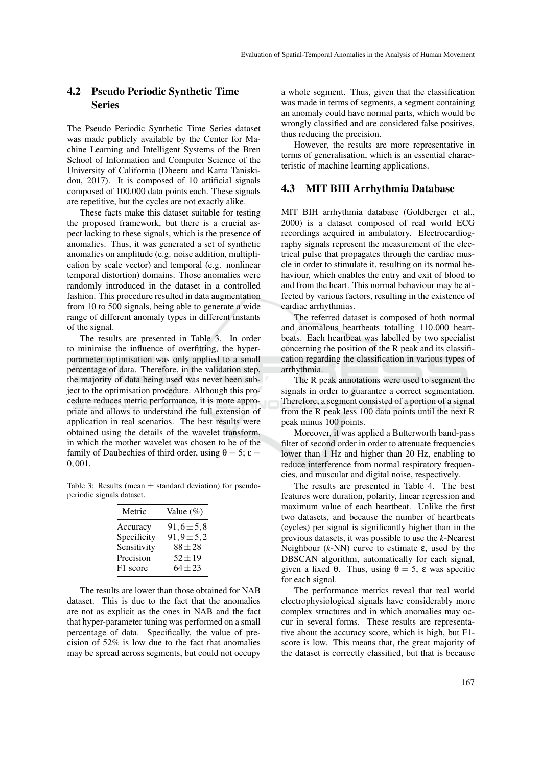### 4.2 Pseudo Periodic Synthetic Time Series

The Pseudo Periodic Synthetic Time Series dataset was made publicly available by the Center for Machine Learning and Intelligent Systems of the Bren School of Information and Computer Science of the University of California (Dheeru and Karra Taniskidou, 2017). It is composed of 10 artificial signals composed of 100.000 data points each. These signals are repetitive, but the cycles are not exactly alike.

These facts make this dataset suitable for testing the proposed framework, but there is a crucial aspect lacking to these signals, which is the presence of anomalies. Thus, it was generated a set of synthetic anomalies on amplitude (e.g. noise addition, multiplication by scale vector) and temporal (e.g. nonlinear temporal distortion) domains. Those anomalies were randomly introduced in the dataset in a controlled fashion. This procedure resulted in data augmentation from 10 to 500 signals, being able to generate a wide range of different anomaly types in different instants of the signal.

The results are presented in Table 3. In order to minimise the influence of overfitting, the hyper-parameter optimisation was only applied to a small percentage of data. Therefore, in the validation step, the majority of data being used was never been subject to the optimisation procedure. Although this procedure reduces metric performance, it is more appropriate and allows to understand the full extension of application in real scenarios. The best results were obtained using the details of the wavelet transform, in which the mother wavelet was chosen to be of the family of Daubechies of third order, using $\theta = 5$; $\varepsilon = 0,001$.

Table 3: Results (mean ± standard deviation) for pseudo-periodic signals dataset.

| Metric | Value (%) |
|---|---|
| Accuracy | $91,6 \pm 5,8$ |
| Specificity | $91,9 \pm 5,2$ |
| Sensitivity | $88 \pm 28$ |
| Precision | $52 \pm 19$ |
| F1 score | $64 \pm 23$ |

The results are lower than those obtained for NAB dataset. This is due to the fact that the anomalies are not as explicit as the ones in NAB and the fact that hyper-parameter tuning was performed on a small percentage of data. Specifically, the value of precision of 52% is low due to the fact that anomalies may be spread across segments, but could not occupy a whole segment. Thus, given that the classification was made in terms of segments, a segment containing an anomaly could have normal parts, which would be wrongly classified and are considered false positives, thus reducing the precision.

However, the results are more representative in terms of generalisation, which is an essential characteristic of machine learning applications.

### 4.3 MIT BIH Arrhythmia Database

MIT BIH arrhythmia database (Goldberger et al., 2000) is a dataset composed of real world ECG recordings acquired in ambulatory. Electrocardiography signals represent the measurement of the electrical pulse that propagates through the cardiac muscle in order to stimulate it, resulting on its normal behaviour, which enables the entry and exit of blood to and from the heart. This normal behaviour may be affected by various factors, resulting in the existence of cardiac arrhythmias.

The referred dataset is composed of both normal and anomalous heartbeats totalling 110.000 heartbeats. Each heartbeat was labelled by two specialist concerning the position of the R peak and its classification regarding the classification in various types of arrhythmia.

The R peak annotations were used to segment the signals in order to guarantee a correct segmentation. Therefore, a segment consisted of a portion of a signal from the R peak less 100 data points until the next R peak minus 100 points.

Moreover, it was applied a Butterworth band-pass filter of second order in order to attenuate frequencies lower than 1 Hz and higher than 20 Hz, enabling to reduce interference from normal respiratory frequencies, and muscular and digital noise, respectively.

The results are presented in Table 4. The best features were duration, polarity, linear regression and maximum value of each heartbeat. Unlike the first two datasets, and because the number of heartbeats (cycles) per signal is significantly higher than in the previous datasets, it was possible to use the *k*-Nearest Neighbour (*k*-NN) curve to estimate $\varepsilon$, used by the DBSCAN algorithm, automatically for each signal, given a fixed $\theta$. Thus, using $\theta = 5$, $\varepsilon$ was specific for each signal.

The performance metrics reveal that real world electrophysiological signals have considerably more complex structures and in which anomalies may occur in several forms. These results are representative about the accuracy score, which is high, but F1-score is low. This means that, the great majority of the dataset is correctly classified, but that is because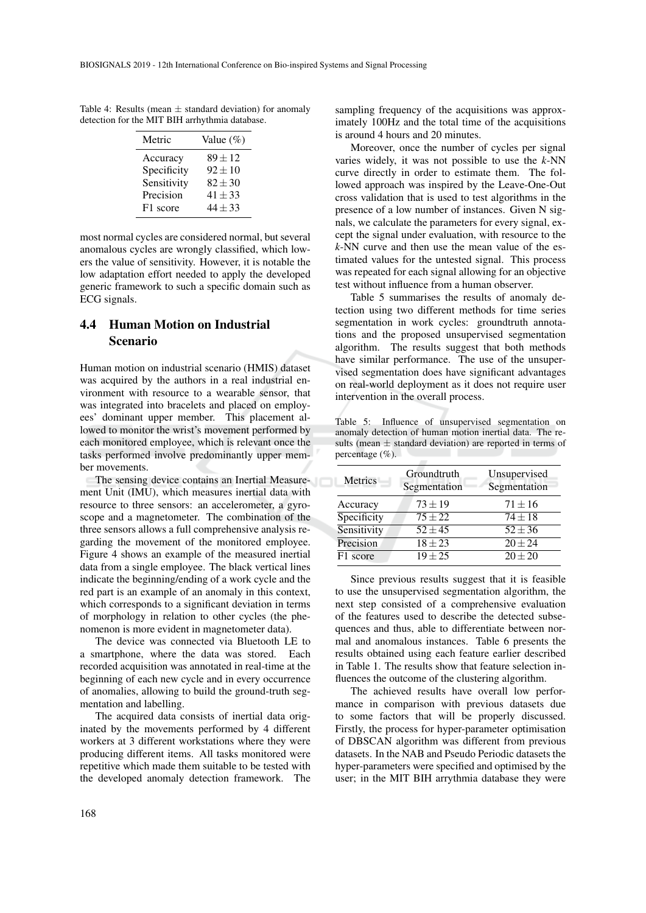Table 4: Results (mean ± standard deviation) for anomaly detection for the MIT BIH arrhythmia database.

| Metric | Value (%) |
|---|---|
| Accuracy | $89 \pm 12$ |
| Specificity | $92 \pm 10$ |
| Sensitivity | $82 \pm 30$ |
| Precision | $41 \pm 33$ |
| F1 score | $44 \pm 33$ |

most normal cycles are considered normal, but several anomalous cycles are wrongly classified, which lowers the value of sensitivity. However, it is notable the low adaptation effort needed to apply the developed generic framework to such a specific domain such as ECG signals.

### 4.4 Human Motion on Industrial Scenario

Human motion on industrial scenario (HMIS) dataset was acquired by the authors in a real industrial environment with resource to a wearable sensor, that was integrated into bracelets and placed on employees' dominant upper member. This placement allowed to monitor the wrist's movement performed by each monitored employee, which is relevant once the tasks performed involve predominantly upper member movements.

The sensing device contains an Inertial Measurement Unit (IMU), which measures inertial data with resource to three sensors: an accelerometer, a gyroscope and a magnetometer. The combination of the three sensors allows a full comprehensive analysis regarding the movement of the monitored employee. Figure 4 shows an example of the measured inertial data from a single employee. The black vertical lines indicate the beginning/ending of a work cycle and the red part is an example of an anomaly in this context, which corresponds to a significant deviation in terms of morphology in relation to other cycles (the phenomenon is more evident in magnetometer data).

The device was connected via Bluetooth LE to a smartphone, where the data was stored. Each recorded acquisition was annotated in real-time at the beginning of each new cycle and in every occurrence of anomalies, allowing to build the ground-truth segmentation and labelling.

The acquired data consists of inertial data originated by the movements performed by 4 different workers at 3 different workstations where they were producing different items. All tasks monitored were repetitive which made them suitable to be tested with the developed anomaly detection framework. The sampling frequency of the acquisitions was approximately 100Hz and the total time of the acquisitions is around 4 hours and 20 minutes.

Moreover, once the number of cycles per signal varies widely, it was not possible to use the $k$-NN curve directly in order to estimate them. The followed approach was inspired by the Leave-One-Out cross validation that is used to test algorithms in the presence of a low number of instances. Given N signals, we calculate the parameters for every signal, except the signal under evaluation, with resource to the $k$-NN curve and then use the mean value of the estimated values for the untested signal. This process was repeated for each signal allowing for an objective test without influence from a human observer.

Table 5 summarises the results of anomaly detection using two different methods for time series segmentation in work cycles: groundtruth annotations and the proposed unsupervised segmentation algorithm. The results suggest that both methods have similar performance. The use of the unsupervised segmentation does have significant advantages on real-world deployment as it does not require user intervention in the overall process.

Table 5: Influence of unsupervised segmentation on anomaly detection of human motion inertial data. The results (mean ± standard deviation) are reported in terms of percentage (%).

| Metrics | Groundtruth Segmentation | Unsupervised Segmentation |
|---|---|---|
| Accuracy | $73 \pm 19$ | $71 \pm 16$ |
| Specificity | $75 \pm 22$ | $74 \pm 18$ |
| Sensitivity | $52 \pm 45$ | $52 \pm 36$ |
| Precision | $18 \pm 23$ | $20 \pm 24$ |
| F1 score | $19 \pm 25$ | $20 \pm 20$ |

Since previous results suggest that it is feasible to use the unsupervised segmentation algorithm, the next step consisted of a comprehensive evaluation of the features used to describe the detected subsequences and thus, able to differentiate between normal and anomalous instances. Table 6 presents the results obtained using each feature earlier described in Table 1. The results show that feature selection influences the outcome of the clustering algorithm.

The achieved results have overall low performance in comparison with previous datasets due to some factors that will be properly discussed. Firstly, the process for hyper-parameter optimisation of DBSCAN algorithm was different from previous datasets. In the NAB and Pseudo Periodic datasets the hyper-parameters were specified and optimised by the user; in the MIT BIH arrythmia database they were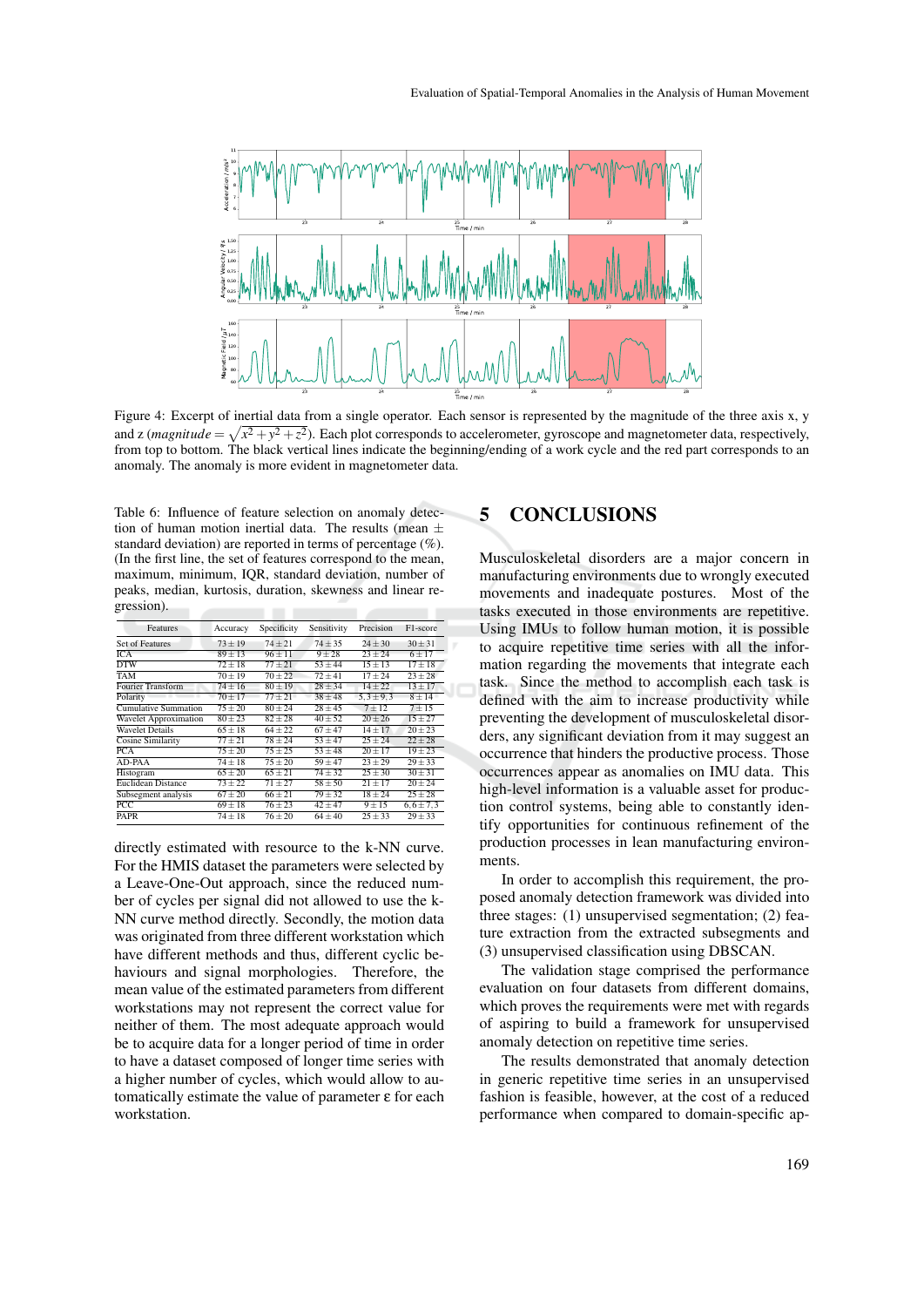Figure 4: Excerpt of inertial data from a single operator. Each sensor is represented by the magnitude of the three axis x, y and z ($magnitude = \sqrt{x^2 + y^2 + z^2}$). Each plot corresponds to accelerometer, gyroscope and magnetometer data, respectively, from top to bottom. The black vertical lines indicate the beginning/ending of a work cycle and the red part corresponds to an anomaly. The anomaly is more evident in magnetometer data.

Table 6: Influence of feature selection on anomaly detection of human motion inertial data. The results (mean ± standard deviation) are reported in terms of percentage (%). (In the first line, the set of features correspond to the mean, maximum, minimum, IQR, standard deviation, number of peaks, median, kurtosis, duration, skewness and linear regression).

| Features | Accuracy | Specificity | Sensitivity | Precision | F1-score |
|---|---|---|---|---|---|
| Set of Features | 73 ± 19 | 74 ± 21 | 74 ± 35 | 24 ± 30 | 30 ± 31 |
| ICA | 89 ± 13 | 96 ± 11 | 9 ± 28 | 23 ± 24 | 6 ± 17 |
| DTW | 72 ± 18 | 77 ± 21 | 53 ± 44 | 15 ± 13 | 17 ± 18 |
| TAM | 70 ± 19 | 70 ± 22 | 72 ± 41 | 17 ± 24 | 23 ± 28 |
| Fourier Transform | 74 ± 16 | 80 ± 19 | 28 ± 34 | 14 ± 22 | 13 ± 17 |
| Polarity | 70 ± 17 | 77 ± 21 | 38 ± 48 | 5.3 ± 9.3 | 8 ± 14 |
| Cumulative Summation | 75 ± 20 | 80 ± 24 | 28 ± 45 | 7 ± 12 | 7 ± 15 |
| Wavelet Approximation | 80 ± 23 | 82 ± 28 | 40 ± 52 | 20 ± 26 | 15 ± 27 |
| Wavelet Details | 65 ± 18 | 64 ± 22 | 67 ± 47 | 14 ± 17 | 20 ± 23 |
| Cosine Similarity | 77 ± 21 | 78 ± 24 | 53 ± 47 | 25 ± 24 | 22 ± 28 |
| PCA | 75 ± 20 | 75 ± 25 | 53 ± 48 | 20 ± 17 | 19 ± 23 |
| AD-PAA | 74 ± 18 | 75 ± 20 | 59 ± 47 | 23 ± 29 | 29 ± 33 |
| Histogram | 65 ± 20 | 65 ± 21 | 74 ± 32 | 25 ± 30 | 30 ± 31 |
| Euclidean Distance | 73 ± 22 | 71 ± 27 | 58 ± 50 | 21 ± 17 | 20 ± 24 |
| Subsegment analysis | 67 ± 20 | 66 ± 21 | 79 ± 32 | 18 ± 24 | 25 ± 28 |
| PCC | 69 ± 18 | 76 ± 23 | 42 ± 47 | 9 ± 15 | 6.6 ± 7.3 |
| PAPR | 74 ± 18 | 76 ± 20 | 64 ± 40 | 25 ± 33 | 29 ± 33 |

directly estimated with resource to the k-NN curve. For the HMIS dataset the parameters were selected by a Leave-One-Out approach, since the reduced number of cycles per signal did not allowed to use the k-NN curve method directly. Secondly, the motion data was originated from three different workstation which have different methods and thus, different cyclic behaviours and signal morphologies. Therefore, the mean value of the estimated parameters from different workstations may not represent the correct value for neither of them. The most adequate approach would be to acquire data for a longer period of time in order to have a dataset composed of longer time series with a higher number of cycles, which would allow to automatically estimate the value of parameter $\varepsilon$ for each workstation.

## 5 CONCLUSIONS

Musculoskeletal disorders are a major concern in manufacturing environments due to wrongly executed movements and inadequate postures. Most of the tasks executed in those environments are repetitive. Using IMUs to follow human motion, it is possible to acquire repetitive time series with all the information regarding the movements that integrate each task. Since the method to accomplish each task is defined with the aim to increase productivity while preventing the development of musculoskeletal disorders, any significant deviation from it may suggest an occurrence that hinders the productive process. Those occurrences appear as anomalies on IMU data. This high-level information is a valuable asset for production control systems, being able to constantly identify opportunities for continuous refinement of the production processes in lean manufacturing environments.

In order to accomplish this requirement, the proposed anomaly detection framework was divided into three stages: (1) unsupervised segmentation; (2) feature extraction from the extracted subsegments and (3) unsupervised classification using DBSCAN.

The validation stage comprised the performance evaluation on four datasets from different domains, which proves the requirements were met with regards of aspiring to build a framework for unsupervised anomaly detection on repetitive time series.

The results demonstrated that anomaly detection in generic repetitive time series in an unsupervised fashion is feasible, however, at the cost of a reduced performance when compared to domain-specific ap-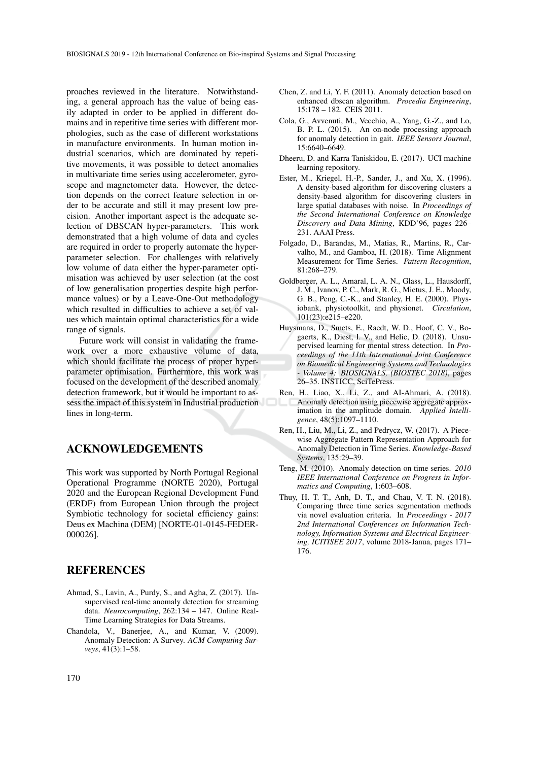proaches reviewed in the literature. Notwithstanding, a general approach has the value of being easily adapted in order to be applied in different domains and in repetitive time series with different morphologies, such as the case of different workstations in manufacture environments. In human motion industrial scenarios, which are dominated by repetitive movements, it was possible to detect anomalies in multivariate time series using accelerometer, gyroscope and magnetometer data. However, the detection depends on the correct feature selection in order to be accurate and still it may present low precision. Another important aspect is the adequate selection of DBSCAN hyper-parameters. This work demonstrated that a high volume of data and cycles are required in order to properly automate the hyper-parameter selection. For challenges with relatively low volume of data either the hyper-parameter optimisation was achieved by user selection (at the cost of low generalisation properties despite high performance values) or by a Leave-One-Out methodology which resulted in difficulties to achieve a set of values which maintain optimal characteristics for a wide range of signals.

Future work will consist in validating the framework over a more exhaustive volume of data, which should facilitate the process of proper hyper-parameter optimisation. Furthermore, this work was focused on the development of the described anomaly detection framework, but it would be important to assess the impact of this system in Industrial production lines in long-term.

## ACKNOWLEDGEMENTS

This work was supported by North Portugal Regional Operational Programme (NORTE 2020), Portugal 2020 and the European Regional Development Fund (ERDF) from European Union through the project Symbiotic technology for societal efficiency gains: Deus ex Machina (DEM) [NORTE-01-0145-FEDER-000026].

## REFERENCES

Ahmad, S., Lavin, A., Purdy, S., and Agha, Z. (2017). Unsupervised real-time anomaly detection for streaming data. *Neurocomputing*, 262:134 – 147. Online Real-Time Learning Strategies for Data Streams.

Chandola, V., Banerjee, A., and Kumar, V. (2009). Anomaly Detection: A Survey. *ACM Computing Surveys*, 41(3):1–58.

Chen, Z. and Li, Y. F. (2011). Anomaly detection based on enhanced dbscan algorithm. *Procedia Engineering*, 15:178 – 182. CEIS 2011.

Cola, G., Avvenuti, M., Vecchio, A., Yang, G.-Z., and Lo, B. P. L. (2015). An on-node processing approach for anomaly detection in gait. *IEEE Sensors Journal*, 15:6640–6649.

Dheeru, D. and Karra Taniskidou, E. (2017). UCI machine learning repository.

Ester, M., Kriegel, H.-P., Sander, J., and Xu, X. (1996). A density-based algorithm for discovering clusters a density-based algorithm for discovering clusters in large spatial databases with noise. In *Proceedings of the Second International Conference on Knowledge Discovery and Data Mining*, KDD'96, pages 226–231. AAAI Press.

Folgado, D., Barandas, M., Matias, R., Martins, R., Carvalho, M., and Gamboa, H. (2018). Time Alignment Measurement for Time Series. *Pattern Recognition*, 81:268–279.

Goldberger, A. L., Amaral, L. A. N., Glass, L., Hausdorff, J. M., Ivanov, P. C., Mark, R. G., Mietus, J. E., Moody, G. B., Peng, C.-K., and Stanley, H. E. (2000). Physiobank, physiotoolkit, and physionet. *Circulation*, 101(23):e215–e220.

Huysmans, D., Smets, E., Raedt, W. D., Hoof, C. V., Bogaerts, K., Diest, I. V., and Helic, D. (2018). Unsupervised learning for mental stress detection. In *Proceedings of the 11th International Joint Conference on Biomedical Engineering Systems and Technologies - Volume 4: BIOSIGNALS, (BIOSTEC 2018)*, pages 26–35. INSTICC, SciTePress.

Ren, H., Liao, X., Li, Z., and AI-Ahmari, A. (2018). Anomaly detection using piecewise aggregate approximation in the amplitude domain. *Applied Intelligence*, 48(5):1097–1110.

Ren, H., Liu, M., Li, Z., and Pedrycz, W. (2017). A Piecewise Aggregate Pattern Representation Approach for Anomaly Detection in Time Series. *Knowledge-Based Systems*, 135:29–39.

Teng, M. (2010). Anomaly detection on time series. *2010 IEEE International Conference on Progress in Informatics and Computing*, 1:603–608.

Thuy, H. T. T., Anh, D. T., and Chau, V. T. N. (2018). Comparing three time series segmentation methods via novel evaluation criteria. In *Proceedings - 2017 2nd International Conferences on Information Technology, Information Systems and Electrical Engineering, ICITISEE 2017*, volume 2018-Janua, pages 171–176.